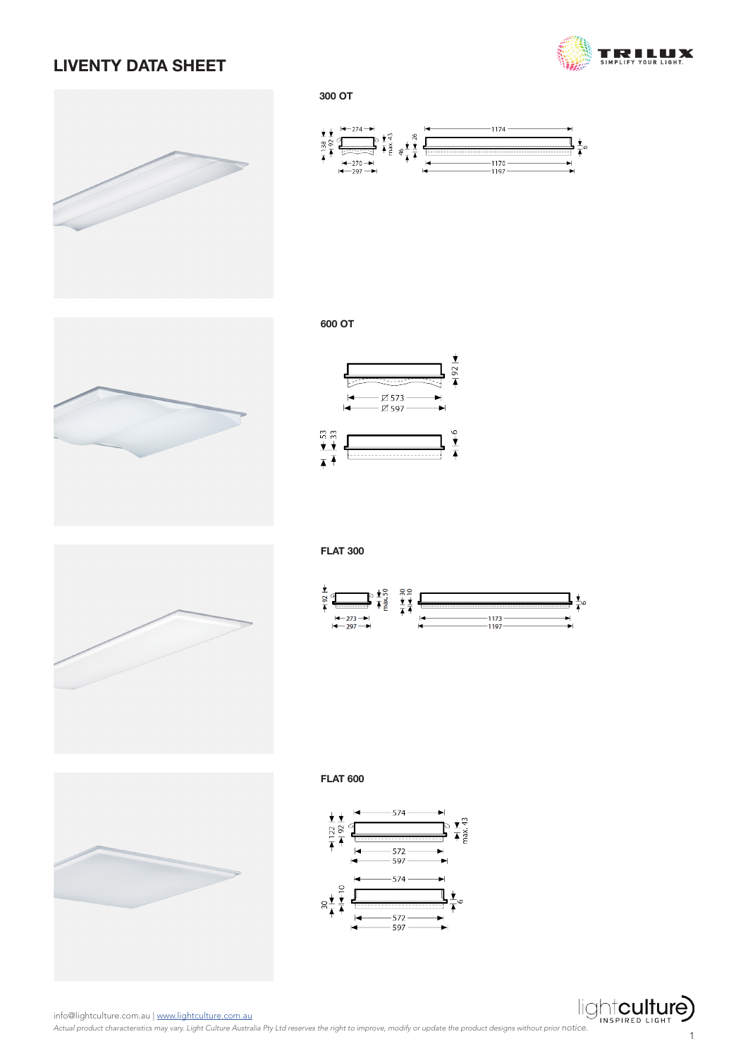# LIVENTY DATA SHEET

### 300 OT

### 600 OT

### FLAT 300

### FLAT 600

info@lightculture.com.au | www.lightculture.com.au

*Actual product characteristics may vary. Light Culture Australia Pty Ltd reserves the right to improve, modify or update the product designs without prior notice.*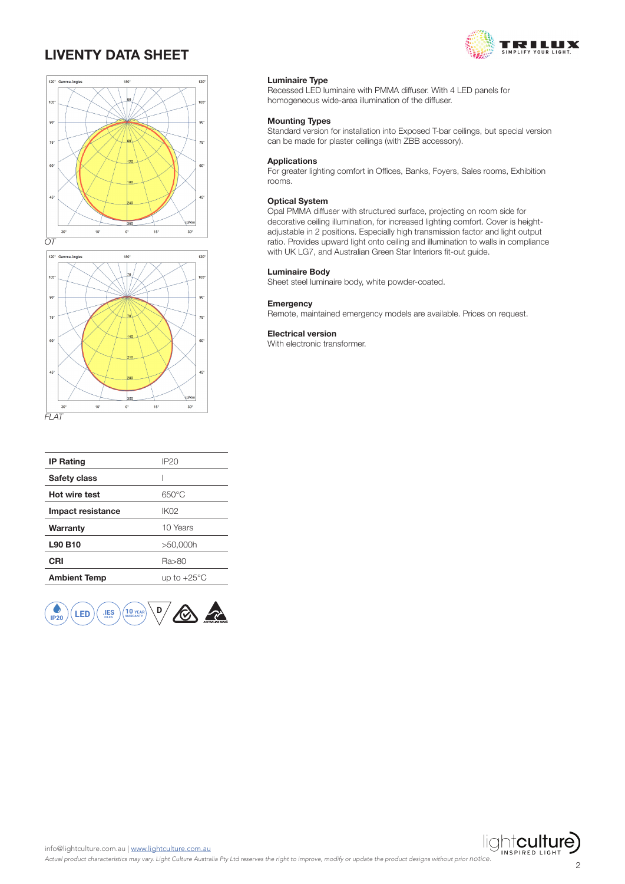# LIVENTY DATA SHEET

*OT*

*FLAT*

| IP Rating | IP20 |
|---|---|
| Safety class | I |
| Hot wire test | 650°C |
| Impact resistance | IK02 |
| Warranty | 10 Years |
| L90 B10 | >50,000h |
| CRI | Ra>80 |
| Ambient Temp | up to +25°C |

**Luminaire Type**
Recessed LED luminaire with PMMA diffuser. With 4 LED panels for homogeneous wide-area illumination of the diffuser.

**Mounting Types**
Standard version for installation into Exposed T-bar ceilings, but special version can be made for plaster ceilings (with ZBB accessory).

**Applications**
For greater lighting comfort in Offices, Banks, Foyers, Sales rooms, Exhibition rooms.

**Optical System**
Opal PMMA diffuser with structured surface, projecting on room side for decorative ceiling illumination, for increased lighting comfort. Cover is height-adjustable in 2 positions. Especially high transmission factor and light output ratio. Provides upward light onto ceiling and illumination to walls in compliance with UK LG7, and Australian Green Star Interiors fit-out guide.

**Luminaire Body**
Sheet steel luminaire body, white powder-coated.

**Emergency**
Remote, maintained emergency models are available. Prices on request.

**Electrical version**
With electronic transformer.

info@lightculture.com.au | www.lightculture.com.au

*Actual product characteristics may vary. Light Culture Australia Pty Ltd reserves the right to improve, modify or update the product designs without prior notice.*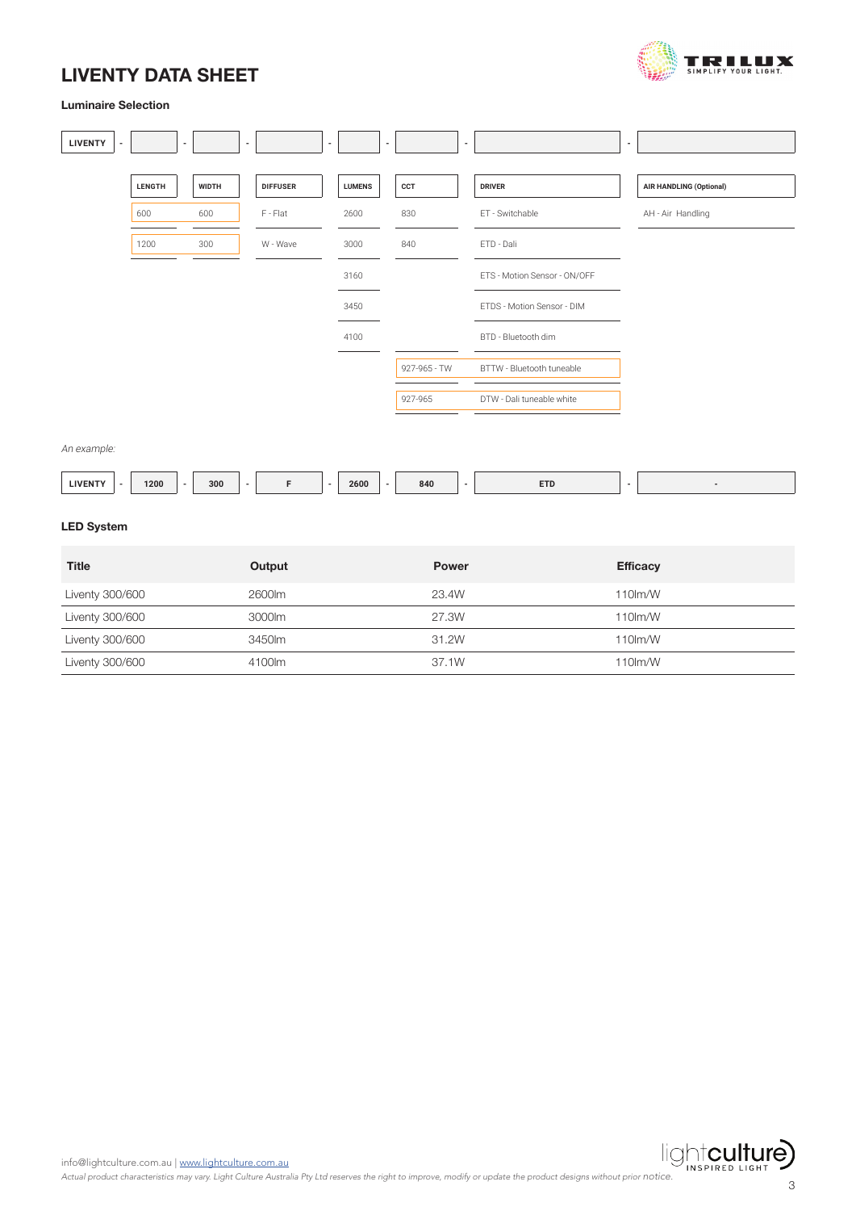# LIVENTY DATA SHEET

### Luminaire Selection

| LIVENTY | - | | - | | - | | - | | - | | - | | - | |
|---|---|---|---|---|---|---|---|---|---|---|---|---|---|---|

| | LENGTH | WIDTH | DIFFUSER | LUMENS | CCT | DRIVER | AIR HANDLING (Optional) |
|---|---|---|---|---|---|---|---|
| | 600 | 600 | F - Flat | 2600 | 830 | ET - Switchable | AH - Air Handling |
| | 1200 | 300 | W - Wave | 3000 | 840 | ETD - Dali | |
| | | | | 3160 | | ETS - Motion Sensor - ON/OFF | |
| | | | | 3450 | | ETDS - Motion Sensor - DIM | |
| | | | | 4100 | | BTD - Bluetooth dim | |
| | | | | | 927-965 - TW | BTTW - Bluetooth tuneable | |
| | | | | | 927-965 | DTW - Dali tuneable white | |

*An example:*

| LIVENTY | - | 1200 | - | 300 | - | F | - | 2600 | - | 840 | - | ETD | - | - |
|---|---|---|---|---|---|---|---|---|---|---|---|---|---|---|

### LED System

| Title | Output | Power | Efficacy |
|---|---|---|---|
| Liventy 300/600 | 2600lm | 23.4W | 110lm/W |
| Liventy 300/600 | 3000lm | 27.3W | 110lm/W |
| Liventy 300/600 | 3450lm | 31.2W | 110lm/W |
| Liventy 300/600 | 4100lm | 37.1W | 110lm/W |

info@lightculture.com.au | www.lightculture.com.au

*Actual product characteristics may vary. Light Culture Australia Pty Ltd reserves the right to improve, modify or update the product designs without prior notice.*